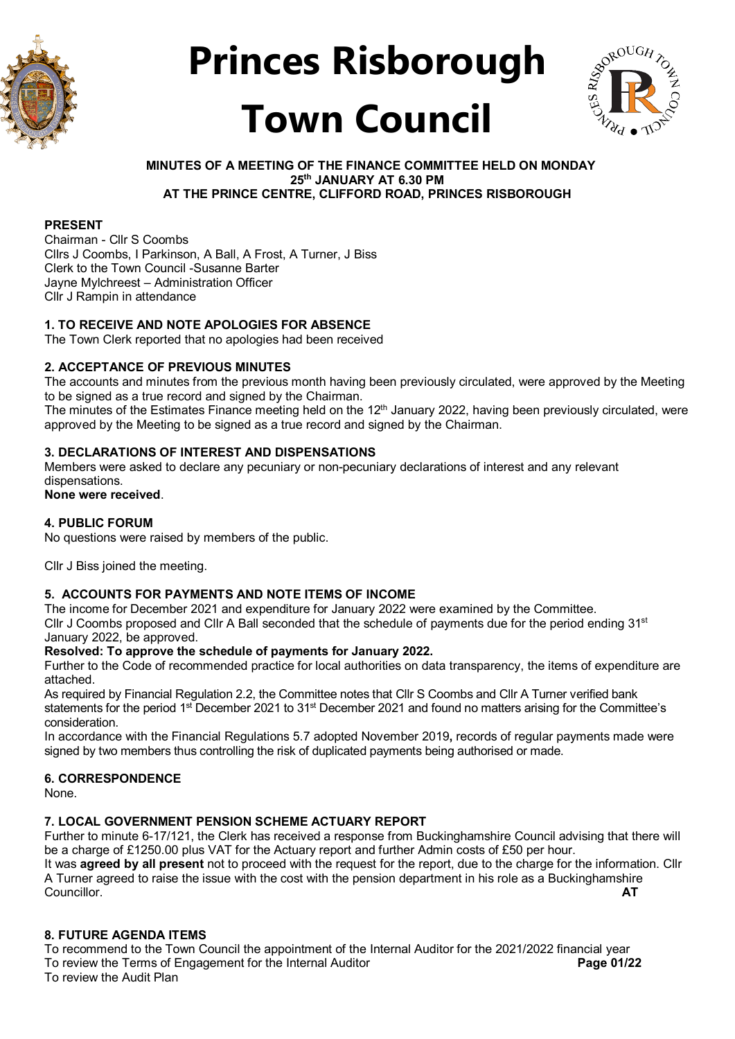# Princes Risborough Town Council

**MINUTES OF A MEETING OF THE FINANCE COMMITTEE HELD ON MONDAY 25th JANUARY AT 6.30 PM AT THE PRINCE CENTRE, CLIFFORD ROAD, PRINCES RISBOROUGH**

**PRESENT**

Chairman - Cllr S Coombs
Cllrs J Coombs, I Parkinson, A Ball, A Frost, A Turner, J Biss
Clerk to the Town Council -Susanne Barter
Jayne Mylchreest – Administration Officer
Cllr J Rampin in attendance

**1. TO RECEIVE AND NOTE APOLOGIES FOR ABSENCE**

The Town Clerk reported that no apologies had been received

**2. ACCEPTANCE OF PREVIOUS MINUTES**

The accounts and minutes from the previous month having been previously circulated, were approved by the Meeting to be signed as a true record and signed by the Chairman.

The minutes of the Estimates Finance meeting held on the 12th January 2022, having been previously circulated, were approved by the Meeting to be signed as a true record and signed by the Chairman.

**3. DECLARATIONS OF INTEREST AND DISPENSATIONS**

Members were asked to declare any pecuniary or non-pecuniary declarations of interest and any relevant dispensations.

**None were received**.

**4. PUBLIC FORUM**

No questions were raised by members of the public.

Cllr J Biss joined the meeting.

**5. ACCOUNTS FOR PAYMENTS AND NOTE ITEMS OF INCOME**

The income for December 2021 and expenditure for January 2022 were examined by the Committee.

Cllr J Coombs proposed and Cllr A Ball seconded that the schedule of payments due for the period ending 31st January 2022, be approved.

**Resolved: To approve the schedule of payments for January 2022.**

Further to the Code of recommended practice for local authorities on data transparency, the items of expenditure are attached.

As required by Financial Regulation 2.2, the Committee notes that Cllr S Coombs and Cllr A Turner verified bank statements for the period 1st December 2021 to 31st December 2021 and found no matters arising for the Committee's consideration.

In accordance with the Financial Regulations 5.7 adopted November 2019**,** records of regular payments made were signed by two members thus controlling the risk of duplicated payments being authorised or made.

**6. CORRESPONDENCE**

None.

**7. LOCAL GOVERNMENT PENSION SCHEME ACTUARY REPORT**

Further to minute 6-17/121, the Clerk has received a response from Buckinghamshire Council advising that there will be a charge of £1250.00 plus VAT for the Actuary report and further Admin costs of £50 per hour.

It was **agreed by all present** not to proceed with the request for the report, due to the charge for the information. Cllr A Turner agreed to raise the issue with the cost with the pension department in his role as a Buckinghamshire Councillor. **AT**

**8. FUTURE AGENDA ITEMS**

To recommend to the Town Council the appointment of the Internal Auditor for the 2021/2022 financial year
To review the Terms of Engagement for the Internal Auditor
To review the Audit Plan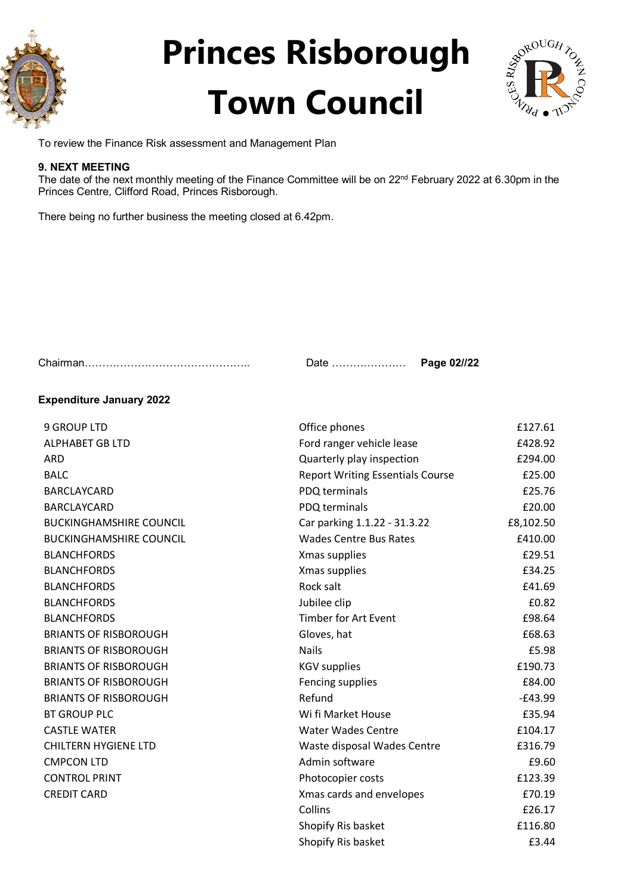# Princes Risborough Town Council

To review the Finance Risk assessment and Management Plan

**9. NEXT MEETING**
The date of the next monthly meeting of the Finance Committee will be on 22nd February 2022 at 6.30pm in the Princes Centre, Clifford Road, Princes Risborough.

There being no further business the meeting closed at 6.42pm.

Chairman……………………………………….. Date ………………… **Page 02//22**

**Expenditure January 2022**

| | | |
|---|---|---|
| 9 GROUP LTD | Office phones | £127.61 |
| ALPHABET GB LTD | Ford ranger vehicle lease | £428.92 |
| ARD | Quarterly play inspection | £294.00 |
| BALC | Report Writing Essentials Course | £25.00 |
| BARCLAYCARD | PDQ terminals | £25.76 |
| BARCLAYCARD | PDQ terminals | £20.00 |
| BUCKINGHAMSHIRE COUNCIL | Car parking 1.1.22 - 31.3.22 | £8,102.50 |
| BUCKINGHAMSHIRE COUNCIL | Wades Centre Bus Rates | £410.00 |
| BLANCHFORDS | Xmas supplies | £29.51 |
| BLANCHFORDS | Xmas supplies | £34.25 |
| BLANCHFORDS | Rock salt | £41.69 |
| BLANCHFORDS | Jubilee clip | £0.82 |
| BLANCHFORDS | Timber for Art Event | £98.64 |
| BRIANTS OF RISBOROUGH | Gloves, hat | £68.63 |
| BRIANTS OF RISBOROUGH | Nails | £5.98 |
| BRIANTS OF RISBOROUGH | KGV supplies | £190.73 |
| BRIANTS OF RISBOROUGH | Fencing supplies | £84.00 |
| BRIANTS OF RISBOROUGH | Refund | -£43.99 |
| BT GROUP PLC | Wi fi Market House | £35.94 |
| CASTLE WATER | Water Wades Centre | £104.17 |
| CHILTERN HYGIENE LTD | Waste disposal Wades Centre | £316.79 |
| CMPCON LTD | Admin software | £9.60 |
| CONTROL PRINT | Photocopier costs | £123.39 |
| CREDIT CARD | Xmas cards and envelopes | £70.19 |
| | Collins | £26.17 |
| | Shopify Ris basket | £116.80 |
| | Shopify Ris basket | £3.44 |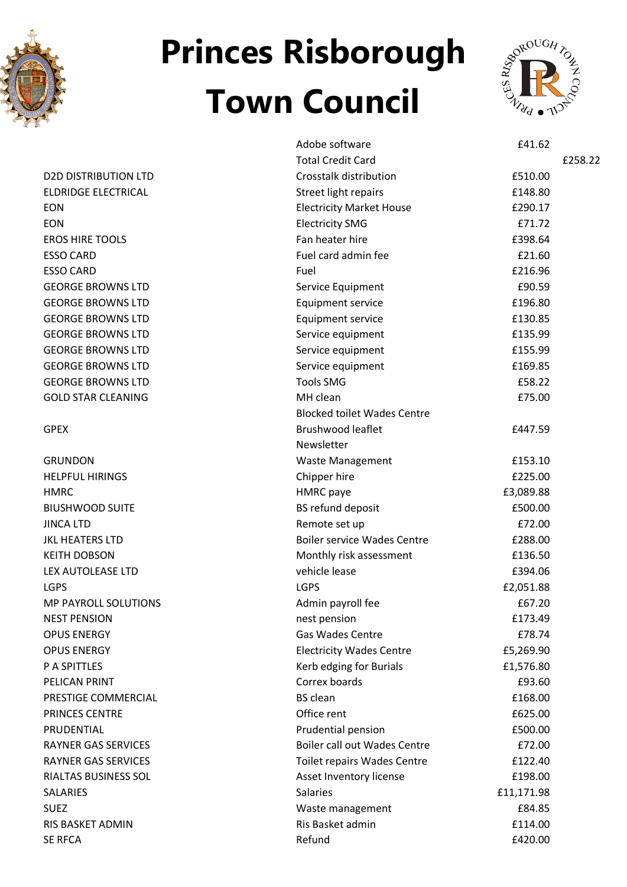# Princes Risborough Town Council

| | | | |
|---|---|---|---|
| | Adobe software | £41.62 | |
| | Total Credit Card | | £258.22 |
| D2D DISTRIBUTION LTD | Crosstalk distribution | £510.00 | |
| ELDRIDGE ELECTRICAL | Street light repairs | £148.80 | |
| EON | Electricity Market House | £290.17 | |
| EON | Electricity SMG | £71.72 | |
| EROS HIRE TOOLS | Fan heater hire | £398.64 | |
| ESSO CARD | Fuel card admin fee | £21.60 | |
| ESSO CARD | Fuel | £216.96 | |
| GEORGE BROWNS LTD | Service Equipment | £90.59 | |
| GEORGE BROWNS LTD | Equipment service | £196.80 | |
| GEORGE BROWNS LTD | Equipment service | £130.85 | |
| GEORGE BROWNS LTD | Service equipment | £135.99 | |
| GEORGE BROWNS LTD | Service equipment | £155.99 | |
| GEORGE BROWNS LTD | Service equipment | £169.85 | |
| GEORGE BROWNS LTD | Tools SMG | £58.22 | |
| GOLD STAR CLEANING | MH clean | £75.00 | |
| | Blocked toilet Wades Centre | | |
| GPEX | Brushwood leaflet | £447.59 | |
| | Newsletter | | |
| GRUNDON | Waste Management | £153.10 | |
| HELPFUL HIRINGS | Chipper hire | £225.00 | |
| HMRC | HMRC paye | £3,089.88 | |
| BIUSHWOOD SUITE | BS refund deposit | £500.00 | |
| JINCA LTD | Remote set up | £72.00 | |
| JKL HEATERS LTD | Boiler service Wades Centre | £288.00 | |
| KEITH DOBSON | Monthly risk assessment | £136.50 | |
| LEX AUTOLEASE LTD | vehicle lease | £394.06 | |
| LGPS | LGPS | £2,051.88 | |
| MP PAYROLL SOLUTIONS | Admin payroll fee | £67.20 | |
| NEST PENSION | nest pension | £173.49 | |
| OPUS ENERGY | Gas Wades Centre | £78.74 | |
| OPUS ENERGY | Electricity Wades Centre | £5,269.90 | |
| P A SPITTLES | Kerb edging for Burials | £1,576.80 | |
| PELICAN PRINT | Correx boards | £93.60 | |
| PRESTIGE COMMERCIAL | BS clean | £168.00 | |
| PRINCES CENTRE | Office rent | £625.00 | |
| PRUDENTIAL | Prudential pension | £500.00 | |
| RAYNER GAS SERVICES | Boiler call out Wades Centre | £72.00 | |
| RAYNER GAS SERVICES | Toilet repairs Wades Centre | £122.40 | |
| RIALTAS BUSINESS SOL | Asset Inventory license | £198.00 | |
| SALARIES | Salaries | £11,171.98 | |
| SUEZ | Waste management | £84.85 | |
| RIS BASKET ADMIN | Ris Basket admin | £114.00 | |
| SE RFCA | Refund | £420.00 | |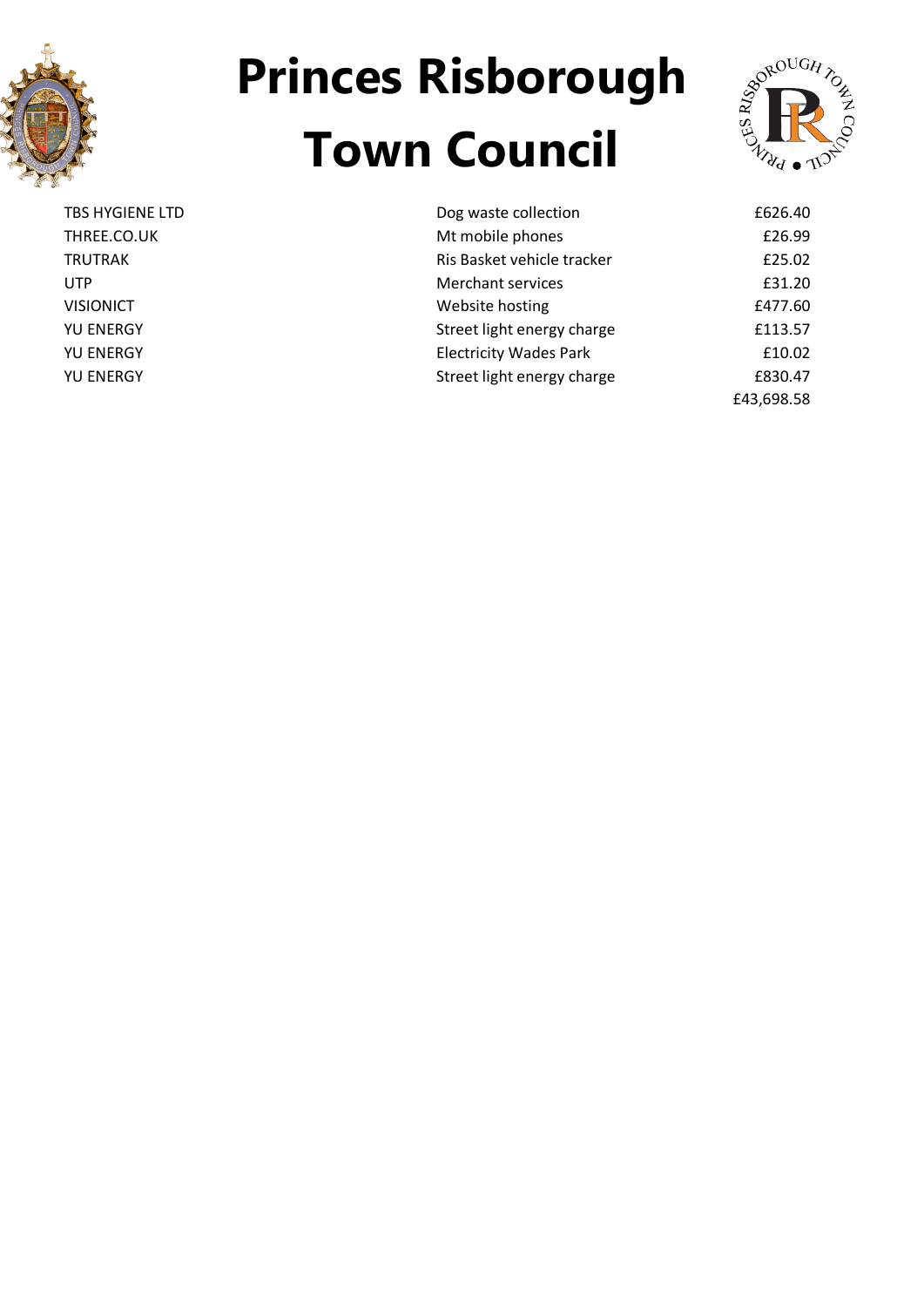# Princes Risborough Town Council

| | | |
|---|---|---|
| TBS HYGIENE LTD | Dog waste collection | £626.40 |
| THREE.CO.UK | Mt mobile phones | £26.99 |
| TRUTRAK | Ris Basket vehicle tracker | £25.02 |
| UTP | Merchant services | £31.20 |
| VISIONICT | Website hosting | £477.60 |
| YU ENERGY | Street light energy charge | £113.57 |
| YU ENERGY | Electricity Wades Park | £10.02 |
| YU ENERGY | Street light energy charge | £830.47 |
| | | £43,698.58 |